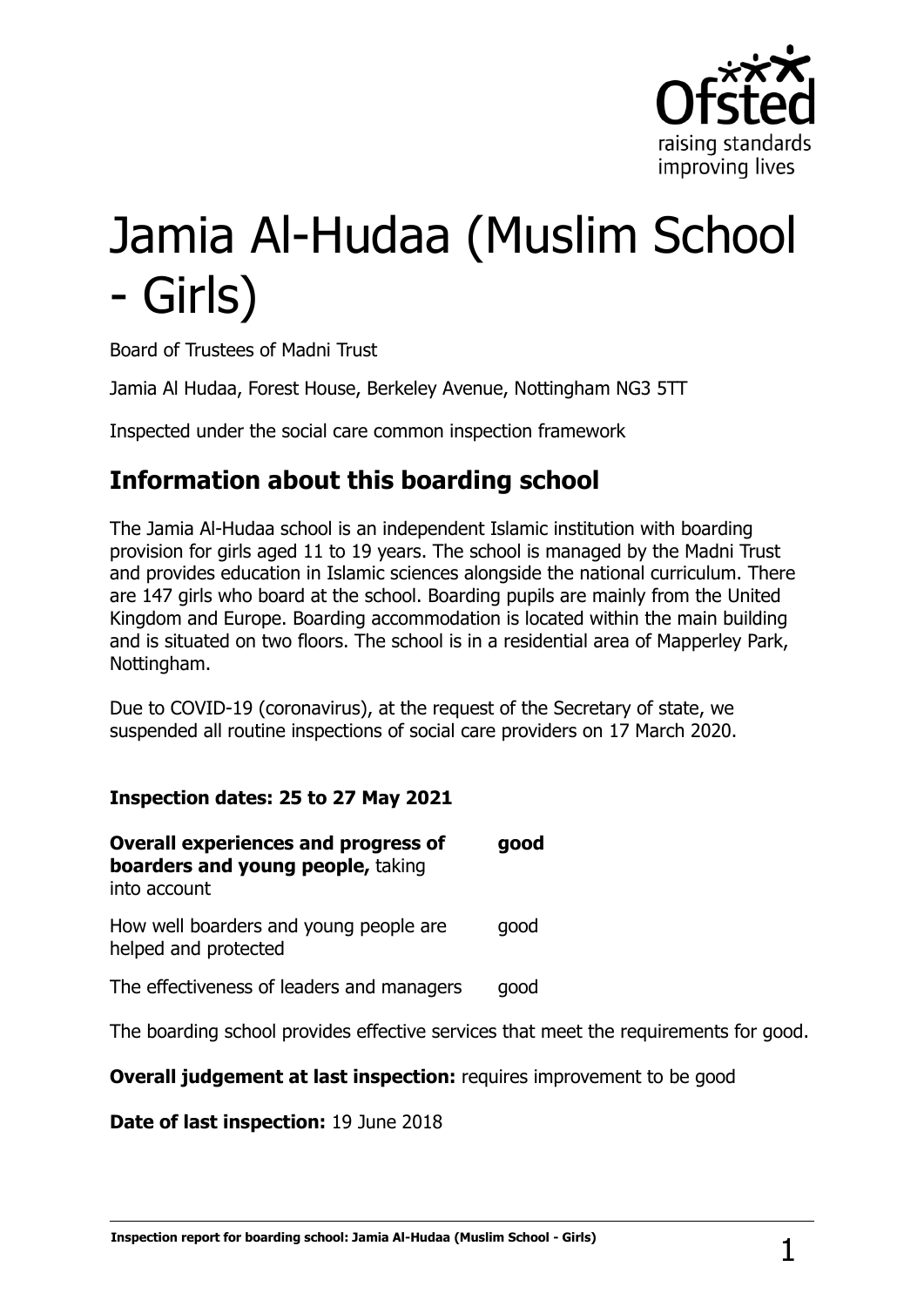# Jamia Al-Hudaa (Muslim School - Girls)

Board of Trustees of Madni Trust

Jamia Al Hudaa, Forest House, Berkeley Avenue, Nottingham NG3 5TT

Inspected under the social care common inspection framework

## Information about this boarding school

The Jamia Al-Hudaa school is an independent Islamic institution with boarding provision for girls aged 11 to 19 years. The school is managed by the Madni Trust and provides education in Islamic sciences alongside the national curriculum. There are 147 girls who board at the school. Boarding pupils are mainly from the United Kingdom and Europe. Boarding accommodation is located within the main building and is situated on two floors. The school is in a residential area of Mapperley Park, Nottingham.

Due to COVID-19 (coronavirus), at the request of the Secretary of state, we suspended all routine inspections of social care providers on 17 March 2020.

**Inspection dates: 25 to 27 May 2021**

| | |
|---|---|
| **Overall experiences and progress of boarders and young people,** taking into account | **good** |
| How well boarders and young people are helped and protected | good |
| The effectiveness of leaders and managers | good |

The boarding school provides effective services that meet the requirements for good.

**Overall judgement at last inspection:** requires improvement to be good

**Date of last inspection:** 19 June 2018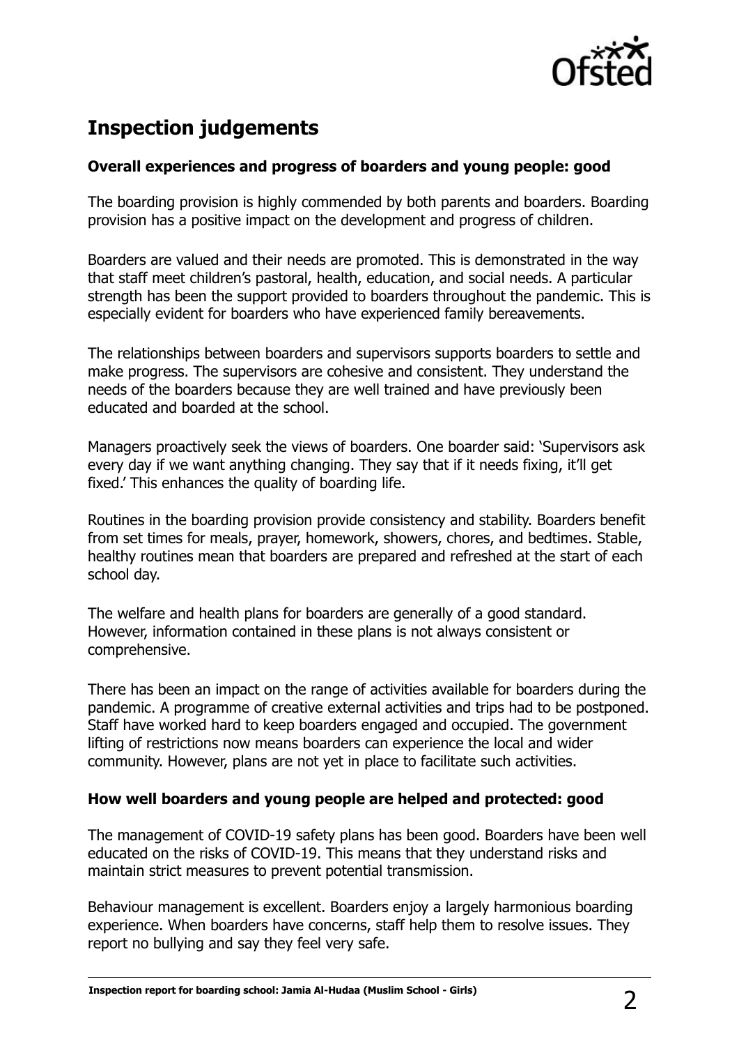## Inspection judgements

### Overall experiences and progress of boarders and young people: good

The boarding provision is highly commended by both parents and boarders. Boarding provision has a positive impact on the development and progress of children.

Boarders are valued and their needs are promoted. This is demonstrated in the way that staff meet children's pastoral, health, education, and social needs. A particular strength has been the support provided to boarders throughout the pandemic. This is especially evident for boarders who have experienced family bereavements.

The relationships between boarders and supervisors supports boarders to settle and make progress. The supervisors are cohesive and consistent. They understand the needs of the boarders because they are well trained and have previously been educated and boarded at the school.

Managers proactively seek the views of boarders. One boarder said: 'Supervisors ask every day if we want anything changing. They say that if it needs fixing, it'll get fixed.' This enhances the quality of boarding life.

Routines in the boarding provision provide consistency and stability. Boarders benefit from set times for meals, prayer, homework, showers, chores, and bedtimes. Stable, healthy routines mean that boarders are prepared and refreshed at the start of each school day.

The welfare and health plans for boarders are generally of a good standard. However, information contained in these plans is not always consistent or comprehensive.

There has been an impact on the range of activities available for boarders during the pandemic. A programme of creative external activities and trips had to be postponed. Staff have worked hard to keep boarders engaged and occupied. The government lifting of restrictions now means boarders can experience the local and wider community. However, plans are not yet in place to facilitate such activities.

### How well boarders and young people are helped and protected: good

The management of COVID-19 safety plans has been good. Boarders have been well educated on the risks of COVID-19. This means that they understand risks and maintain strict measures to prevent potential transmission.

Behaviour management is excellent. Boarders enjoy a largely harmonious boarding experience. When boarders have concerns, staff help them to resolve issues. They report no bullying and say they feel very safe.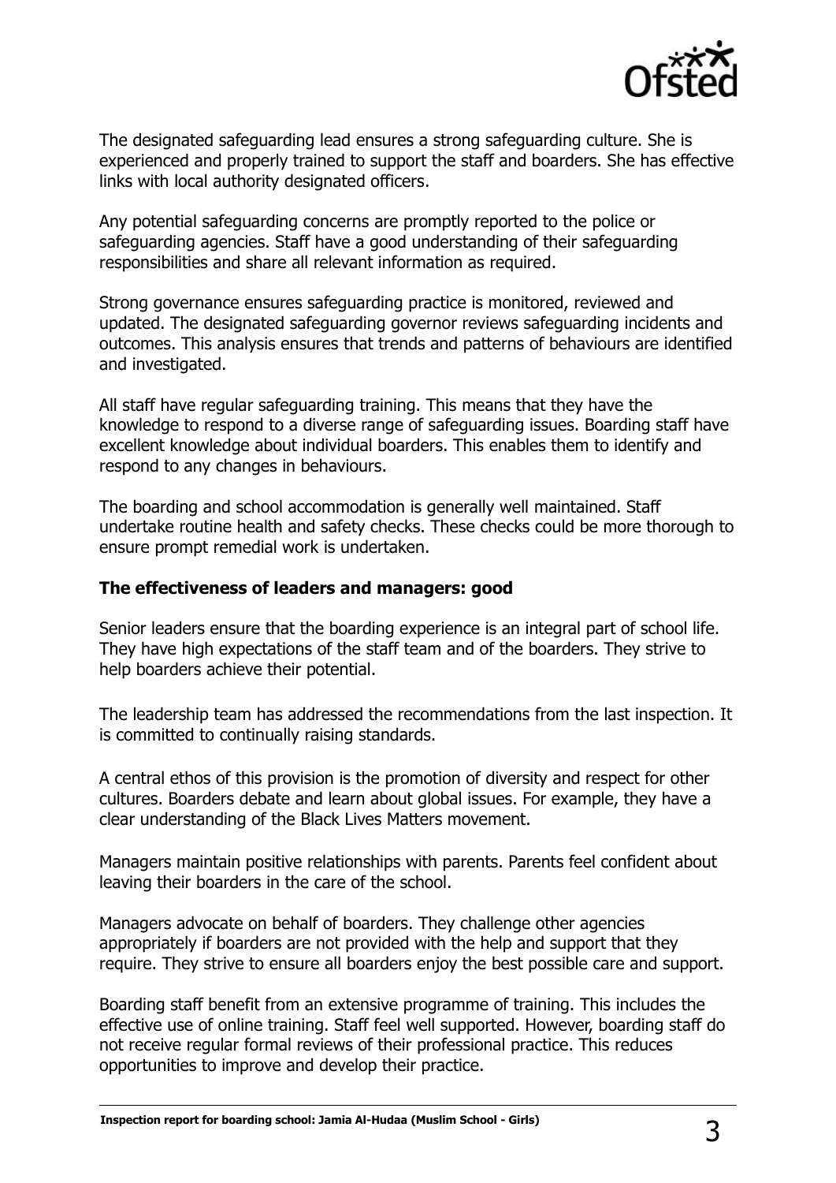The designated safeguarding lead ensures a strong safeguarding culture. She is experienced and properly trained to support the staff and boarders. She has effective links with local authority designated officers.

Any potential safeguarding concerns are promptly reported to the police or safeguarding agencies. Staff have a good understanding of their safeguarding responsibilities and share all relevant information as required.

Strong governance ensures safeguarding practice is monitored, reviewed and updated. The designated safeguarding governor reviews safeguarding incidents and outcomes. This analysis ensures that trends and patterns of behaviours are identified and investigated.

All staff have regular safeguarding training. This means that they have the knowledge to respond to a diverse range of safeguarding issues. Boarding staff have excellent knowledge about individual boarders. This enables them to identify and respond to any changes in behaviours.

The boarding and school accommodation is generally well maintained. Staff undertake routine health and safety checks. These checks could be more thorough to ensure prompt remedial work is undertaken.

**The effectiveness of leaders and managers: good**

Senior leaders ensure that the boarding experience is an integral part of school life. They have high expectations of the staff team and of the boarders. They strive to help boarders achieve their potential.

The leadership team has addressed the recommendations from the last inspection. It is committed to continually raising standards.

A central ethos of this provision is the promotion of diversity and respect for other cultures. Boarders debate and learn about global issues. For example, they have a clear understanding of the Black Lives Matters movement.

Managers maintain positive relationships with parents. Parents feel confident about leaving their boarders in the care of the school.

Managers advocate on behalf of boarders. They challenge other agencies appropriately if boarders are not provided with the help and support that they require. They strive to ensure all boarders enjoy the best possible care and support.

Boarding staff benefit from an extensive programme of training. This includes the effective use of online training. Staff feel well supported. However, boarding staff do not receive regular formal reviews of their professional practice. This reduces opportunities to improve and develop their practice.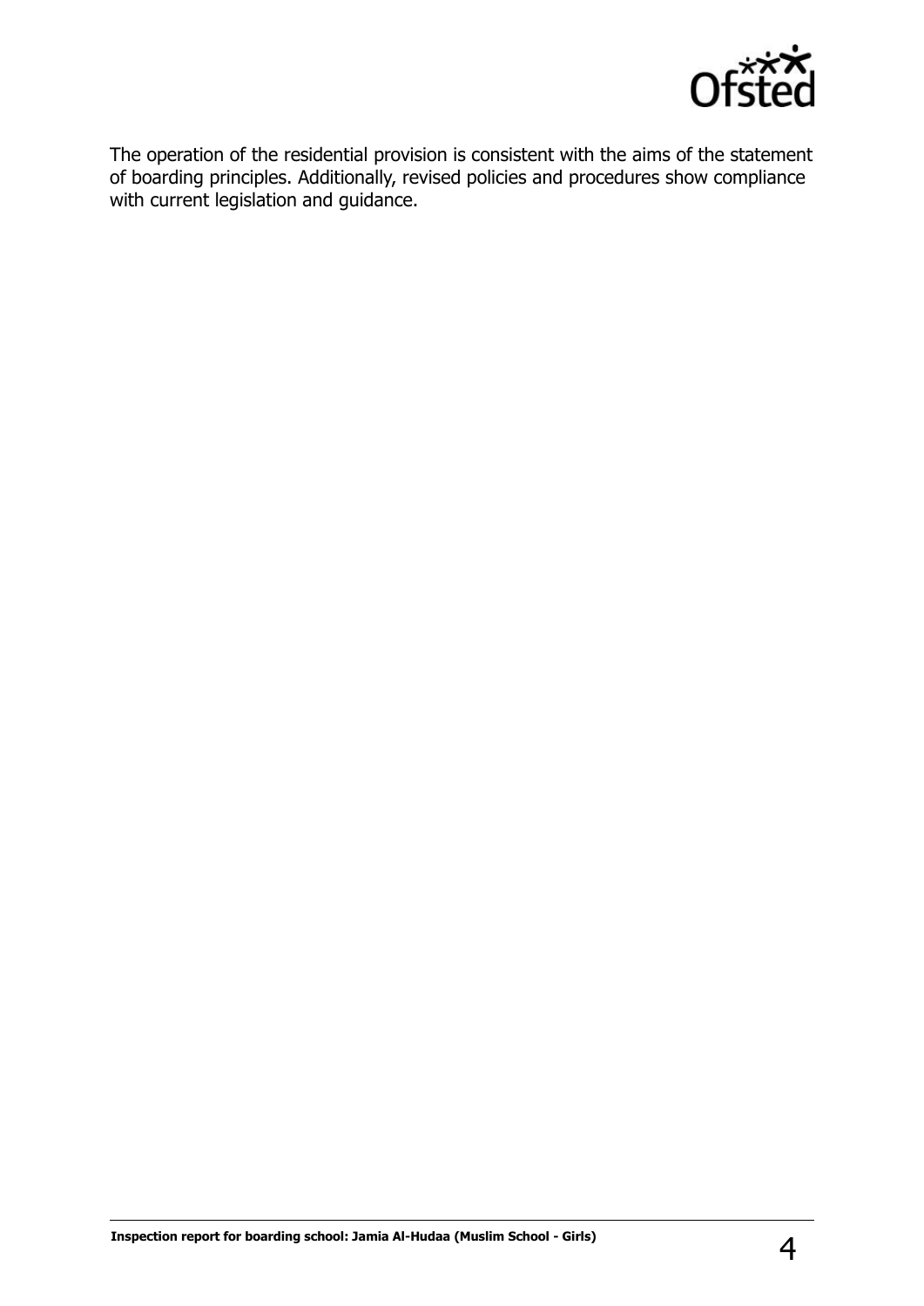The operation of the residential provision is consistent with the aims of the statement of boarding principles. Additionally, revised policies and procedures show compliance with current legislation and guidance.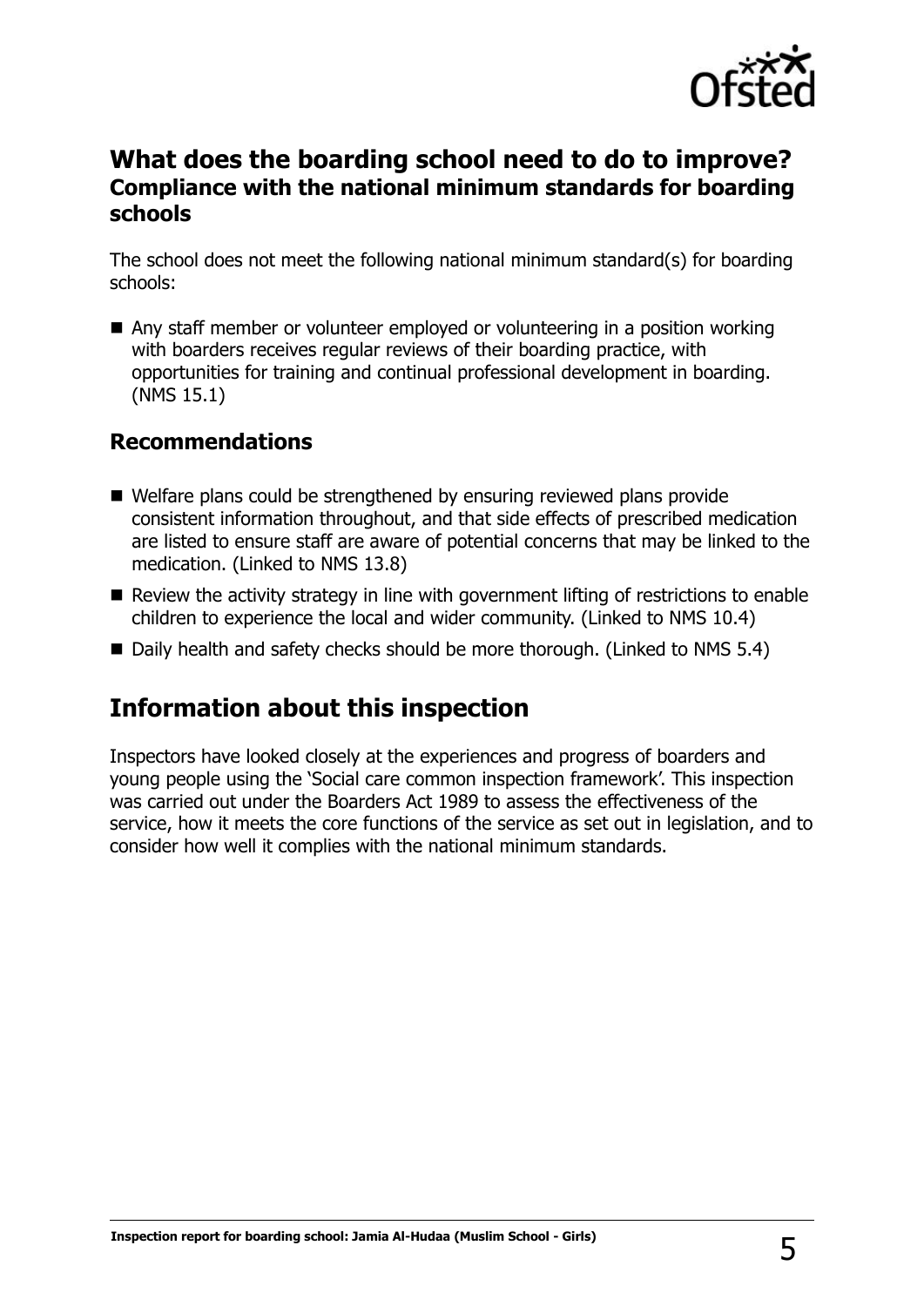## What does the boarding school need to do to improve?
### Compliance with the national minimum standards for boarding schools

The school does not meet the following national minimum standard(s) for boarding schools:

- Any staff member or volunteer employed or volunteering in a position working with boarders receives regular reviews of their boarding practice, with opportunities for training and continual professional development in boarding. (NMS 15.1)

### Recommendations

- Welfare plans could be strengthened by ensuring reviewed plans provide consistent information throughout, and that side effects of prescribed medication are listed to ensure staff are aware of potential concerns that may be linked to the medication. (Linked to NMS 13.8)
- Review the activity strategy in line with government lifting of restrictions to enable children to experience the local and wider community. (Linked to NMS 10.4)
- Daily health and safety checks should be more thorough. (Linked to NMS 5.4)

## Information about this inspection

Inspectors have looked closely at the experiences and progress of boarders and young people using the 'Social care common inspection framework'. This inspection was carried out under the Boarders Act 1989 to assess the effectiveness of the service, how it meets the core functions of the service as set out in legislation, and to consider how well it complies with the national minimum standards.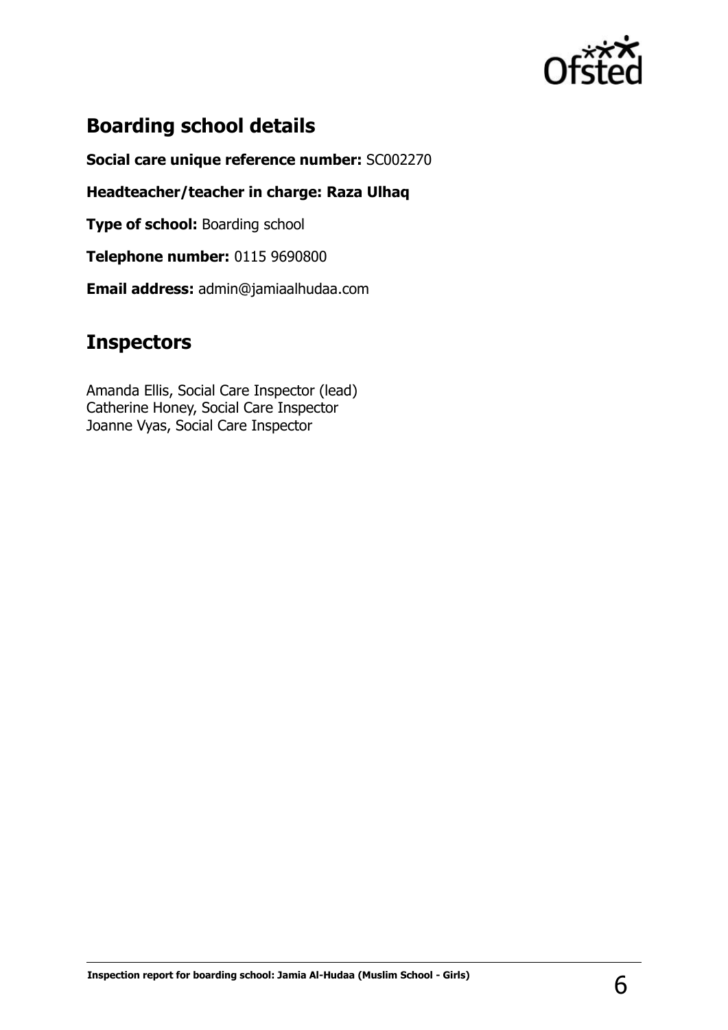## Boarding school details

**Social care unique reference number:** SC002270

**Headteacher/teacher in charge: Raza Ulhaq**

**Type of school:** Boarding school

**Telephone number:** 0115 9690800

**Email address:** admin@jamiaalhudaa.com

## Inspectors

Amanda Ellis, Social Care Inspector (lead)
Catherine Honey, Social Care Inspector
Joanne Vyas, Social Care Inspector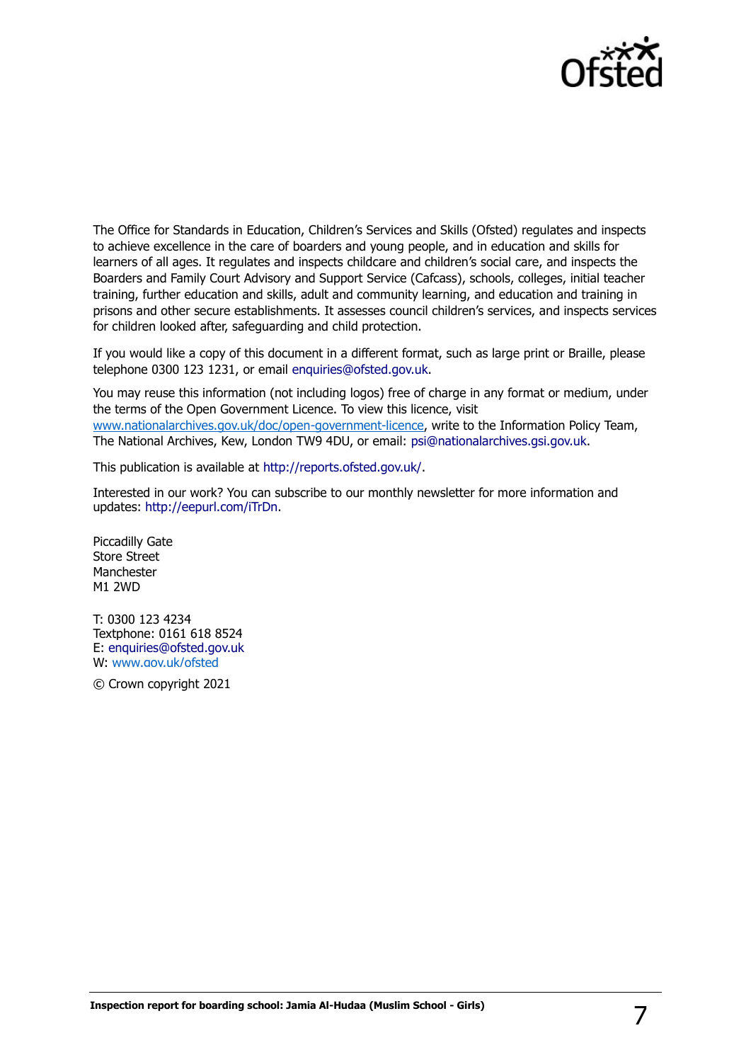The Office for Standards in Education, Children's Services and Skills (Ofsted) regulates and inspects to achieve excellence in the care of boarders and young people, and in education and skills for learners of all ages. It regulates and inspects childcare and children's social care, and inspects the Boarders and Family Court Advisory and Support Service (Cafcass), schools, colleges, initial teacher training, further education and skills, adult and community learning, and education and training in prisons and other secure establishments. It assesses council children's services, and inspects services for children looked after, safeguarding and child protection.

If you would like a copy of this document in a different format, such as large print or Braille, please telephone 0300 123 1231, or email enquiries@ofsted.gov.uk.

You may reuse this information (not including logos) free of charge in any format or medium, under the terms of the Open Government Licence. To view this licence, visit www.nationalarchives.gov.uk/doc/open-government-licence, write to the Information Policy Team, The National Archives, Kew, London TW9 4DU, or email: psi@nationalarchives.gsi.gov.uk.

This publication is available at http://reports.ofsted.gov.uk/.

Interested in our work? You can subscribe to our monthly newsletter for more information and updates: http://eepurl.com/iTrDn.

Piccadilly Gate
Store Street
Manchester
M1 2WD

T: 0300 123 4234
Textphone: 0161 618 8524
E: enquiries@ofsted.gov.uk
W: www.gov.uk/ofsted

© Crown copyright 2021